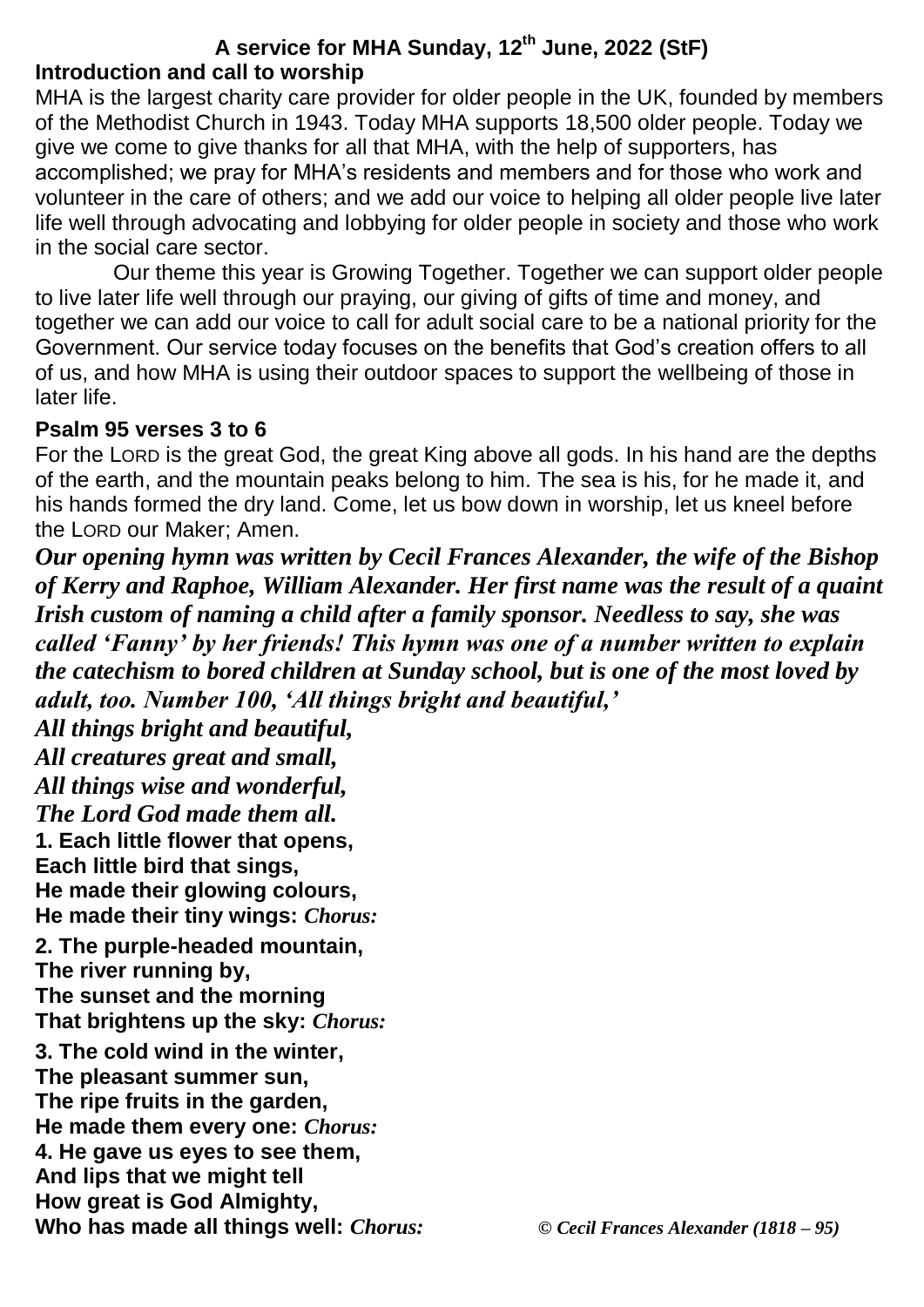# A service for MHA Sunday, 12th June, 2022 (StF)

## Introduction and call to worship

MHA is the largest charity care provider for older people in the UK, founded by members of the Methodist Church in 1943. Today MHA supports 18,500 older people. Today we give we come to give thanks for all that MHA, with the help of supporters, has accomplished; we pray for MHA's residents and members and for those who work and volunteer in the care of others; and we add our voice to helping all older people live later life well through advocating and lobbying for older people in society and those who work in the social care sector.

Our theme this year is Growing Together. Together we can support older people to live later life well through our praying, our giving of gifts of time and money, and together we can add our voice to call for adult social care to be a national priority for the Government. Our service today focuses on the benefits that God's creation offers to all of us, and how MHA is using their outdoor spaces to support the wellbeing of those in later life.

## Psalm 95 verses 3 to 6

For the LORD is the great God, the great King above all gods. In his hand are the depths of the earth, and the mountain peaks belong to him. The sea is his, for he made it, and his hands formed the dry land. Come, let us bow down in worship, let us kneel before the LORD our Maker; Amen.

***Our opening hymn was written by Cecil Frances Alexander, the wife of the Bishop of Kerry and Raphoe, William Alexander. Her first name was the result of a quaint Irish custom of naming a child after a family sponsor. Needless to say, she was called 'Fanny' by her friends! This hymn was one of a number written to explain the catechism to bored children at Sunday school, but is one of the most loved by adult, too. Number 100, 'All things bright and beautiful,'***

***All things bright and beautiful,***
***All creatures great and small,***
***All things wise and wonderful,***
***The Lord God made them all.***

**1. Each little flower that opens,**
**Each little bird that sings,**
**He made their glowing colours,**
**He made their tiny wings:** ***Chorus:***

**2. The purple-headed mountain,**
**The river running by,**
**The sunset and the morning**
**That brightens up the sky:** ***Chorus:***

**3. The cold wind in the winter,**
**The pleasant summer sun,**
**The ripe fruits in the garden,**
**He made them every one:** ***Chorus:***

**4. He gave us eyes to see them,**
**And lips that we might tell**
**How great is God Almighty,**
**Who has made all things well:** ***Chorus:***

*© Cecil Frances Alexander (1818 – 95)*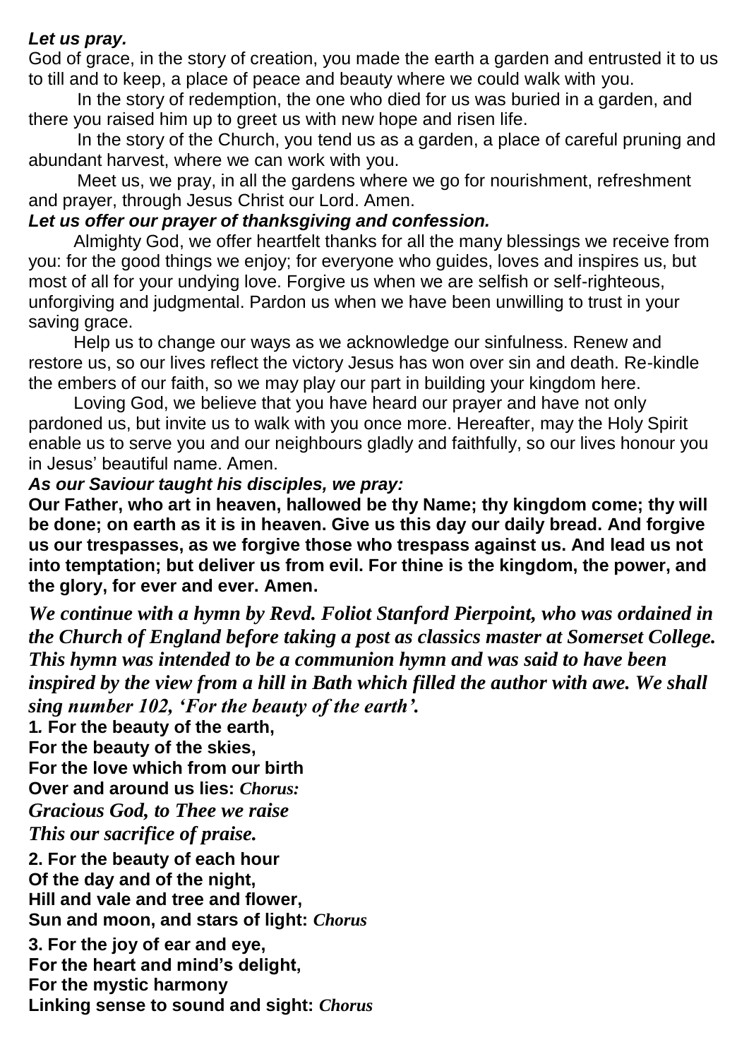***Let us pray.***

God of grace, in the story of creation, you made the earth a garden and entrusted it to us to till and to keep, a place of peace and beauty where we could walk with you.

In the story of redemption, the one who died for us was buried in a garden, and there you raised him up to greet us with new hope and risen life.

In the story of the Church, you tend us as a garden, a place of careful pruning and abundant harvest, where we can work with you.

Meet us, we pray, in all the gardens where we go for nourishment, refreshment and prayer, through Jesus Christ our Lord. Amen.

***Let us offer our prayer of thanksgiving and confession.***

Almighty God, we offer heartfelt thanks for all the many blessings we receive from you: for the good things we enjoy; for everyone who guides, loves and inspires us, but most of all for your undying love. Forgive us when we are selfish or self-righteous, unforgiving and judgmental. Pardon us when we have been unwilling to trust in your saving grace.

Help us to change our ways as we acknowledge our sinfulness. Renew and restore us, so our lives reflect the victory Jesus has won over sin and death. Re-kindle the embers of our faith, so we may play our part in building your kingdom here.

Loving God, we believe that you have heard our prayer and have not only pardoned us, but invite us to walk with you once more. Hereafter, may the Holy Spirit enable us to serve you and our neighbours gladly and faithfully, so our lives honour you in Jesus' beautiful name. Amen.

***As our Saviour taught his disciples, we pray:***

**Our Father, who art in heaven, hallowed be thy Name; thy kingdom come; thy will be done; on earth as it is in heaven. Give us this day our daily bread. And forgive us our trespasses, as we forgive those who trespass against us. And lead us not into temptation; but deliver us from evil. For thine is the kingdom, the power, and the glory, for ever and ever. Amen.**

***We continue with a hymn by Revd. Foliot Stanford Pierpoint, who was ordained in the Church of England before taking a post as classics master at Somerset College. This hymn was intended to be a communion hymn and was said to have been inspired by the view from a hill in Bath which filled the author with awe. We shall sing number 102, 'For the beauty of the earth'.***

**1. For the beauty of the earth,**
**For the beauty of the skies,**
**For the love which from our birth**
**Over and around us lies:** ***Chorus:***
***Gracious God, to Thee we raise***
***This our sacrifice of praise.***

**2. For the beauty of each hour**
**Of the day and of the night,**
**Hill and vale and tree and flower,**
**Sun and moon, and stars of light:** ***Chorus***

**3. For the joy of ear and eye,**
**For the heart and mind's delight,**
**For the mystic harmony**
**Linking sense to sound and sight:** ***Chorus***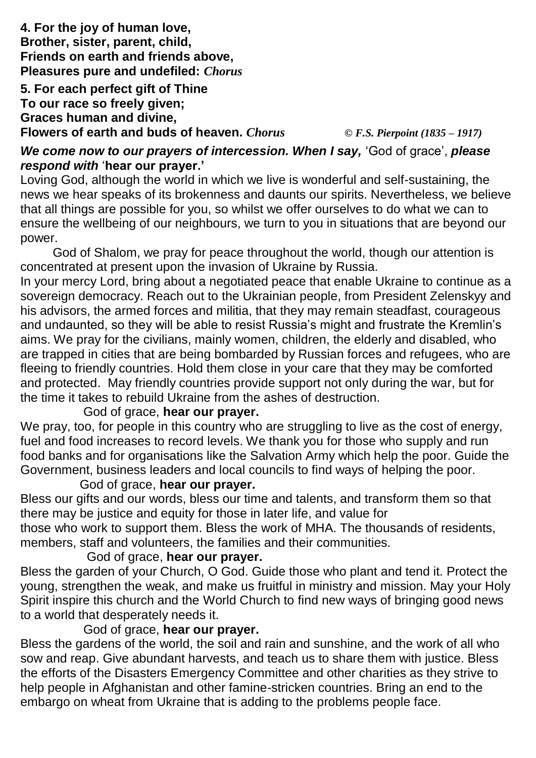**4. For the joy of human love,**
**Brother, sister, parent, child,**
**Friends on earth and friends above,**
**Pleasures pure and undefiled:** ***Chorus***

**5. For each perfect gift of Thine**
**To our race so freely given;**
**Graces human and divine,**
**Flowers of earth and buds of heaven.** ***Chorus*** *© F.S. Pierpoint (1835 – 1917)*

***We come now to our prayers of intercession. When I say,*** 'God of grace', ***please respond with*** '**hear our prayer.'**

Loving God, although the world in which we live is wonderful and self-sustaining, the news we hear speaks of its brokenness and daunts our spirits. Nevertheless, we believe that all things are possible for you, so whilst we offer ourselves to do what we can to ensure the wellbeing of our neighbours, we turn to you in situations that are beyond our power.

God of Shalom, we pray for peace throughout the world, though our attention is concentrated at present upon the invasion of Ukraine by Russia.

In your mercy Lord, bring about a negotiated peace that enable Ukraine to continue as a sovereign democracy. Reach out to the Ukrainian people, from President Zelenskyy and his advisors, the armed forces and militia, that they may remain steadfast, courageous and undaunted, so they will be able to resist Russia's might and frustrate the Kremlin's aims. We pray for the civilians, mainly women, children, the elderly and disabled, who are trapped in cities that are being bombarded by Russian forces and refugees, who are fleeing to friendly countries. Hold them close in your care that they may be comforted and protected. May friendly countries provide support not only during the war, but for the time it takes to rebuild Ukraine from the ashes of destruction.

God of grace, **hear our prayer.**

We pray, too, for people in this country who are struggling to live as the cost of energy, fuel and food increases to record levels. We thank you for those who supply and run food banks and for organisations like the Salvation Army which help the poor. Guide the Government, business leaders and local councils to find ways of helping the poor.

God of grace, **hear our prayer.**

Bless our gifts and our words, bless our time and talents, and transform them so that there may be justice and equity for those in later life, and value for those who work to support them. Bless the work of MHA. The thousands of residents, members, staff and volunteers, the families and their communities.

God of grace, **hear our prayer.**

Bless the garden of your Church, O God. Guide those who plant and tend it. Protect the young, strengthen the weak, and make us fruitful in ministry and mission. May your Holy Spirit inspire this church and the World Church to find new ways of bringing good news to a world that desperately needs it.

God of grace, **hear our prayer.**

Bless the gardens of the world, the soil and rain and sunshine, and the work of all who sow and reap. Give abundant harvests, and teach us to share them with justice. Bless the efforts of the Disasters Emergency Committee and other charities as they strive to help people in Afghanistan and other famine-stricken countries. Bring an end to the embargo on wheat from Ukraine that is adding to the problems people face.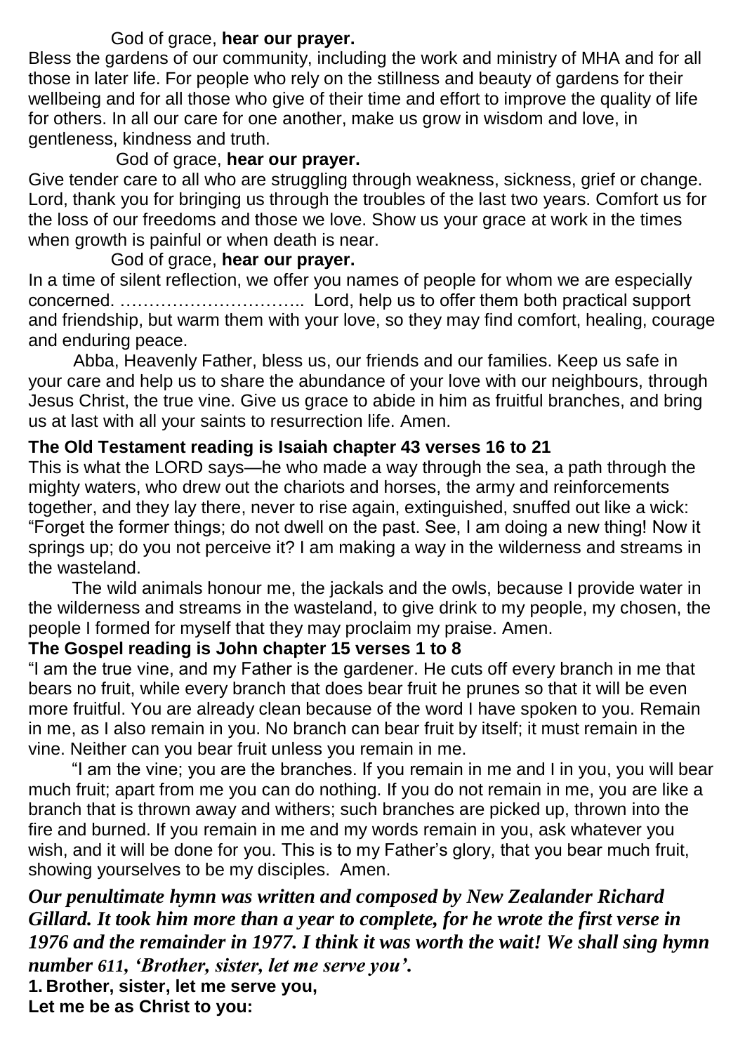God of grace, **hear our prayer.**

Bless the gardens of our community, including the work and ministry of MHA and for all those in later life. For people who rely on the stillness and beauty of gardens for their wellbeing and for all those who give of their time and effort to improve the quality of life for others. In all our care for one another, make us grow in wisdom and love, in gentleness, kindness and truth.

God of grace, **hear our prayer.**

Give tender care to all who are struggling through weakness, sickness, grief or change. Lord, thank you for bringing us through the troubles of the last two years. Comfort us for the loss of our freedoms and those we love. Show us your grace at work in the times when growth is painful or when death is near.

God of grace, **hear our prayer.**

In a time of silent reflection, we offer you names of people for whom we are especially concerned. ………………………….. Lord, help us to offer them both practical support and friendship, but warm them with your love, so they may find comfort, healing, courage and enduring peace.

Abba, Heavenly Father, bless us, our friends and our families. Keep us safe in your care and help us to share the abundance of your love with our neighbours, through Jesus Christ, the true vine. Give us grace to abide in him as fruitful branches, and bring us at last with all your saints to resurrection life. Amen.

**The Old Testament reading is Isaiah chapter 43 verses 16 to 21**

This is what the LORD says—he who made a way through the sea, a path through the mighty waters, who drew out the chariots and horses, the army and reinforcements together, and they lay there, never to rise again, extinguished, snuffed out like a wick: "Forget the former things; do not dwell on the past. See, I am doing a new thing! Now it springs up; do you not perceive it? I am making a way in the wilderness and streams in the wasteland.

The wild animals honour me, the jackals and the owls, because I provide water in the wilderness and streams in the wasteland, to give drink to my people, my chosen, the people I formed for myself that they may proclaim my praise. Amen.

**The Gospel reading is John chapter 15 verses 1 to 8**

"I am the true vine, and my Father is the gardener. He cuts off every branch in me that bears no fruit, while every branch that does bear fruit he prunes so that it will be even more fruitful. You are already clean because of the word I have spoken to you. Remain in me, as I also remain in you. No branch can bear fruit by itself; it must remain in the vine. Neither can you bear fruit unless you remain in me.

"I am the vine; you are the branches. If you remain in me and I in you, you will bear much fruit; apart from me you can do nothing. If you do not remain in me, you are like a branch that is thrown away and withers; such branches are picked up, thrown into the fire and burned. If you remain in me and my words remain in you, ask whatever you wish, and it will be done for you. This is to my Father's glory, that you bear much fruit, showing yourselves to be my disciples. Amen.

***Our penultimate hymn was written and composed by New Zealander Richard Gillard. It took him more than a year to complete, for he wrote the first verse in 1976 and the remainder in 1977. I think it was worth the wait! We shall sing hymn number 611, 'Brother, sister, let me serve you'.***

**1. Brother, sister, let me serve you,**
**Let me be as Christ to you:**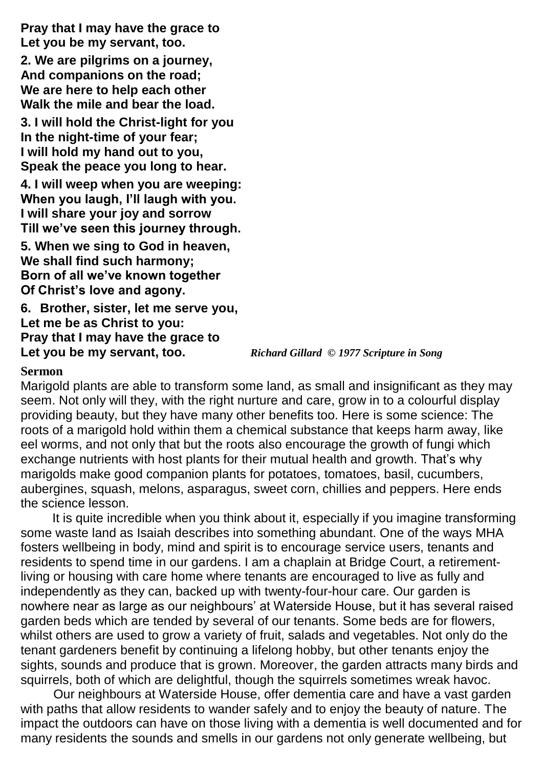**Pray that I may have the grace to**
**Let you be my servant, too.**

**2. We are pilgrims on a journey,**
**And companions on the road;**
**We are here to help each other**
**Walk the mile and bear the load.**

**3. I will hold the Christ-light for you**
**In the night-time of your fear;**
**I will hold my hand out to you,**
**Speak the peace you long to hear.**

**4. I will weep when you are weeping:**
**When you laugh, I'll laugh with you.**
**I will share your joy and sorrow**
**Till we've seen this journey through.**

**5. When we sing to God in heaven,**
**We shall find such harmony;**
**Born of all we've known together**
**Of Christ's love and agony.**

**6. Brother, sister, let me serve you,**
**Let me be as Christ to you:**
**Pray that I may have the grace to**
**Let you be my servant, too.**

*Richard Gillard © 1977 Scripture in Song*

**Sermon**

Marigold plants are able to transform some land, as small and insignificant as they may seem. Not only will they, with the right nurture and care, grow in to a colourful display providing beauty, but they have many other benefits too. Here is some science: The roots of a marigold hold within them a chemical substance that keeps harm away, like eel worms, and not only that but the roots also encourage the growth of fungi which exchange nutrients with host plants for their mutual health and growth. That's why marigolds make good companion plants for potatoes, tomatoes, basil, cucumbers, aubergines, squash, melons, asparagus, sweet corn, chillies and peppers. Here ends the science lesson.

It is quite incredible when you think about it, especially if you imagine transforming some waste land as Isaiah describes into something abundant. One of the ways MHA fosters wellbeing in body, mind and spirit is to encourage service users, tenants and residents to spend time in our gardens. I am a chaplain at Bridge Court, a retirement-living or housing with care home where tenants are encouraged to live as fully and independently as they can, backed up with twenty-four-hour care. Our garden is nowhere near as large as our neighbours' at Waterside House, but it has several raised garden beds which are tended by several of our tenants. Some beds are for flowers, whilst others are used to grow a variety of fruit, salads and vegetables. Not only do the tenant gardeners benefit by continuing a lifelong hobby, but other tenants enjoy the sights, sounds and produce that is grown. Moreover, the garden attracts many birds and squirrels, both of which are delightful, though the squirrels sometimes wreak havoc.

Our neighbours at Waterside House, offer dementia care and have a vast garden with paths that allow residents to wander safely and to enjoy the beauty of nature. The impact the outdoors can have on those living with a dementia is well documented and for many residents the sounds and smells in our gardens not only generate wellbeing, but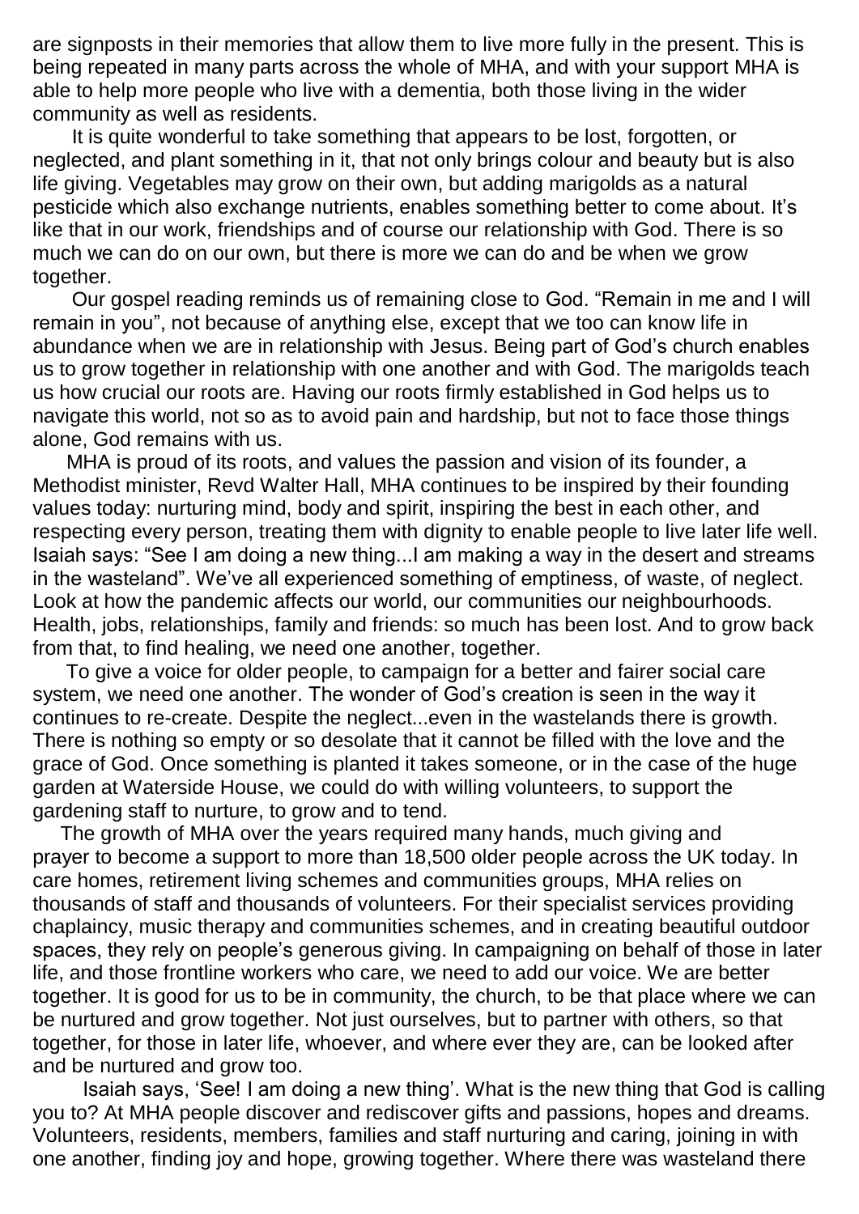are signposts in their memories that allow them to live more fully in the present. This is being repeated in many parts across the whole of MHA, and with your support MHA is able to help more people who live with a dementia, both those living in the wider community as well as residents.

It is quite wonderful to take something that appears to be lost, forgotten, or neglected, and plant something in it, that not only brings colour and beauty but is also life giving. Vegetables may grow on their own, but adding marigolds as a natural pesticide which also exchange nutrients, enables something better to come about. It's like that in our work, friendships and of course our relationship with God. There is so much we can do on our own, but there is more we can do and be when we grow together.

Our gospel reading reminds us of remaining close to God. "Remain in me and I will remain in you", not because of anything else, except that we too can know life in abundance when we are in relationship with Jesus. Being part of God's church enables us to grow together in relationship with one another and with God. The marigolds teach us how crucial our roots are. Having our roots firmly established in God helps us to navigate this world, not so as to avoid pain and hardship, but not to face those things alone, God remains with us.

MHA is proud of its roots, and values the passion and vision of its founder, a Methodist minister, Revd Walter Hall, MHA continues to be inspired by their founding values today: nurturing mind, body and spirit, inspiring the best in each other, and respecting every person, treating them with dignity to enable people to live later life well. Isaiah says: "See I am doing a new thing...I am making a way in the desert and streams in the wasteland". We've all experienced something of emptiness, of waste, of neglect. Look at how the pandemic affects our world, our communities our neighbourhoods. Health, jobs, relationships, family and friends: so much has been lost. And to grow back from that, to find healing, we need one another, together.

To give a voice for older people, to campaign for a better and fairer social care system, we need one another. The wonder of God's creation is seen in the way it continues to re-create. Despite the neglect...even in the wastelands there is growth. There is nothing so empty or so desolate that it cannot be filled with the love and the grace of God. Once something is planted it takes someone, or in the case of the huge garden at Waterside House, we could do with willing volunteers, to support the gardening staff to nurture, to grow and to tend.

The growth of MHA over the years required many hands, much giving and prayer to become a support to more than 18,500 older people across the UK today. In care homes, retirement living schemes and communities groups, MHA relies on thousands of staff and thousands of volunteers. For their specialist services providing chaplaincy, music therapy and communities schemes, and in creating beautiful outdoor spaces, they rely on people's generous giving. In campaigning on behalf of those in later life, and those frontline workers who care, we need to add our voice. We are better together. It is good for us to be in community, the church, to be that place where we can be nurtured and grow together. Not just ourselves, but to partner with others, so that together, for those in later life, whoever, and where ever they are, can be looked after and be nurtured and grow too.

Isaiah says, 'See! I am doing a new thing'. What is the new thing that God is calling you to? At MHA people discover and rediscover gifts and passions, hopes and dreams. Volunteers, residents, members, families and staff nurturing and caring, joining in with one another, finding joy and hope, growing together. Where there was wasteland there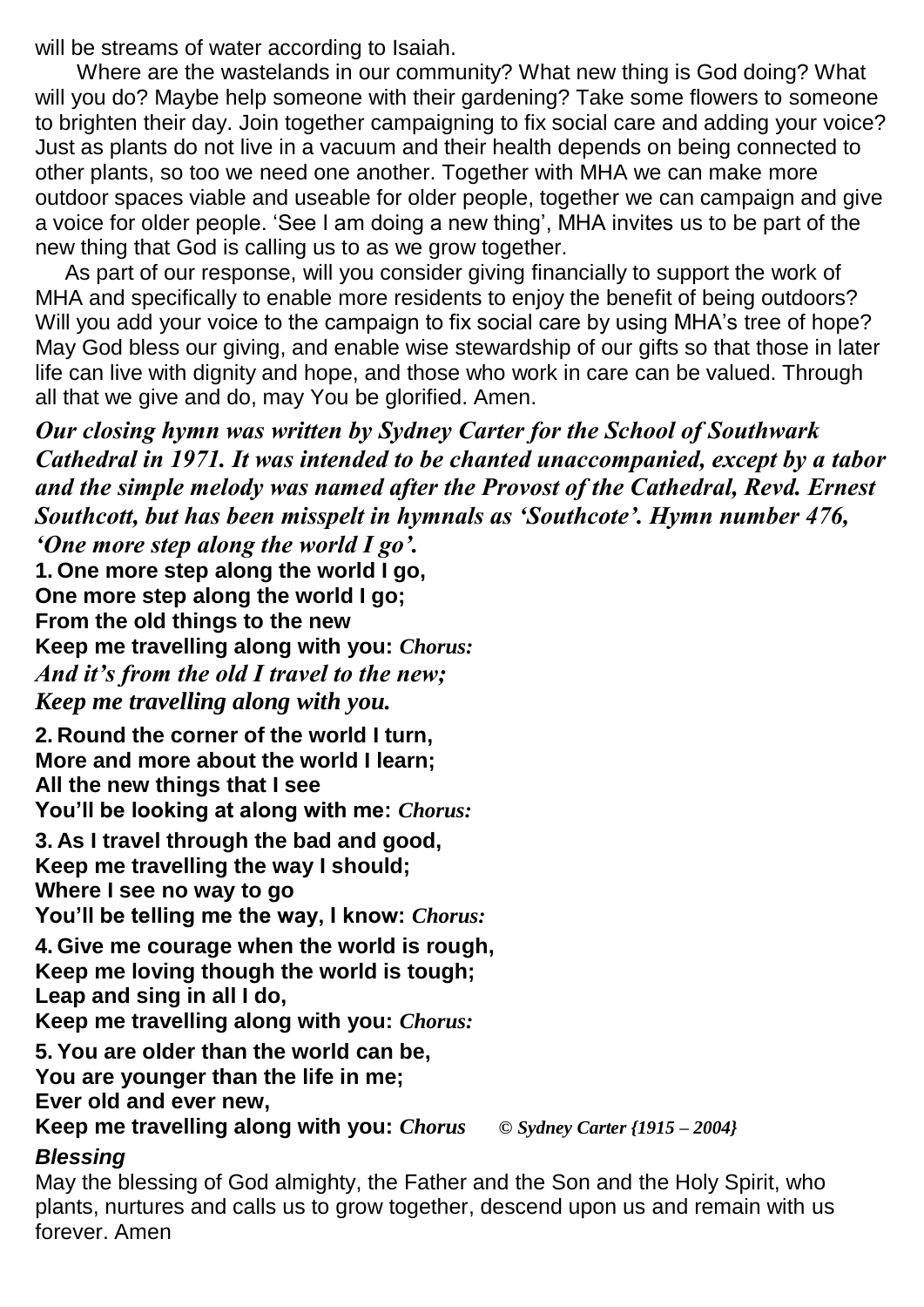will be streams of water according to Isaiah.

Where are the wastelands in our community? What new thing is God doing? What will you do? Maybe help someone with their gardening? Take some flowers to someone to brighten their day. Join together campaigning to fix social care and adding your voice? Just as plants do not live in a vacuum and their health depends on being connected to other plants, so too we need one another. Together with MHA we can make more outdoor spaces viable and useable for older people, together we can campaign and give a voice for older people. 'See I am doing a new thing', MHA invites us to be part of the new thing that God is calling us to as we grow together.

As part of our response, will you consider giving financially to support the work of MHA and specifically to enable more residents to enjoy the benefit of being outdoors? Will you add your voice to the campaign to fix social care by using MHA's tree of hope? May God bless our giving, and enable wise stewardship of our gifts so that those in later life can live with dignity and hope, and those who work in care can be valued. Through all that we give and do, may You be glorified. Amen.

***Our closing hymn was written by Sydney Carter for the School of Southwark Cathedral in 1971. It was intended to be chanted unaccompanied, except by a tabor and the simple melody was named after the Provost of the Cathedral, Revd. Ernest Southcott, but has been misspelt in hymnals as 'Southcote'. Hymn number 476, 'One more step along the world I go'.***

**1. One more step along the world I go,**
**One more step along the world I go;**
**From the old things to the new**
**Keep me travelling along with you:** ***Chorus:***
***And it's from the old I travel to the new;***
***Keep me travelling along with you.***

**2. Round the corner of the world I turn,**
**More and more about the world I learn;**
**All the new things that I see**
**You'll be looking at along with me:** ***Chorus:***

**3. As I travel through the bad and good,**
**Keep me travelling the way I should;**
**Where I see no way to go**
**You'll be telling me the way, I know:** ***Chorus:***

**4. Give me courage when the world is rough,**
**Keep me loving though the world is tough;**
**Leap and sing in all I do,**
**Keep me travelling along with you:** ***Chorus:***

**5. You are older than the world can be,**
**You are younger than the life in me;**
**Ever old and ever new,**
**Keep me travelling along with you:** ***Chorus*** *© Sydney Carter {1915 – 2004}*

***Blessing***

May the blessing of God almighty, the Father and the Son and the Holy Spirit, who plants, nurtures and calls us to grow together, descend upon us and remain with us forever. Amen